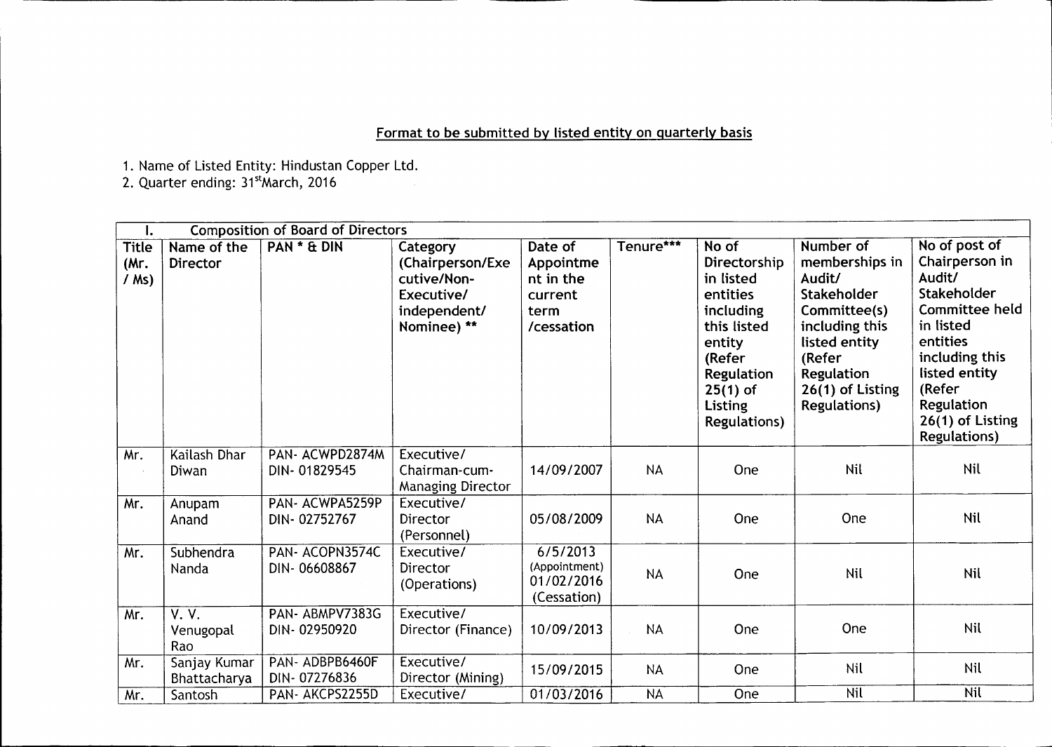## Format to be submitted by listed entity on quarterly basis

1. Name of Listed Entity: Hindustan Copper Ltd.
2. Quarter ending: 31[st]March, 2016

| I. | Composition of Board of Directors | | | | | | | |
|---|---|---|---|---|---|---|---|---|
| Title (Mr. / Ms) | Name of the Director | PAN * & DIN | Category (Chairperson/Executive/Non-Executive/ independent/ Nominee) ** | Date of Appointment in the current term /cessation | Tenure*** | No of Directorship in listed entities including this listed entity (Refer Regulation 25(1) of Listing Regulations) | Number of memberships in Audit/ Stakeholder Committee(s) including this listed entity (Refer Regulation 26(1) of Listing Regulations) | No of post of Chairperson in Audit/ Stakeholder Committee held in listed entities including this listed entity (Refer Regulation 26(1) of Listing Regulations) |
| Mr. | Kailash Dhar Diwan | PAN- ACWPD2874M DIN- 01829545 | Executive/ Chairman-cum-Managing Director | 14/09/2007 | NA | One | Nil | Nil |
| Mr. | Anupam Anand | PAN- ACWPA5259P DIN- 02752767 | Executive/ Director (Personnel) | 05/08/2009 | NA | One | One | Nil |
| Mr. | Subhendra Nanda | PAN- ACOPN3574C DIN- 06608867 | Executive/ Director (Operations) | 6/5/2013 (Appointment) 01/02/2016 (Cessation) | NA | One | Nil | Nil |
| Mr. | V. V. Venugopal Rao | PAN- ABMPV7383G DIN- 02950920 | Executive/ Director (Finance) | 10/09/2013 | NA | One | One | Nil |
| Mr. | Sanjay Kumar Bhattacharya | PAN- ADBPB6460F DIN- 07276836 | Executive/ Director (Mining) | 15/09/2015 | NA | One | Nil | Nil |
| Mr. | Santosh | PAN- AKCPS2255D | Executive/ | 01/03/2016 | NA | One | Nil | Nil |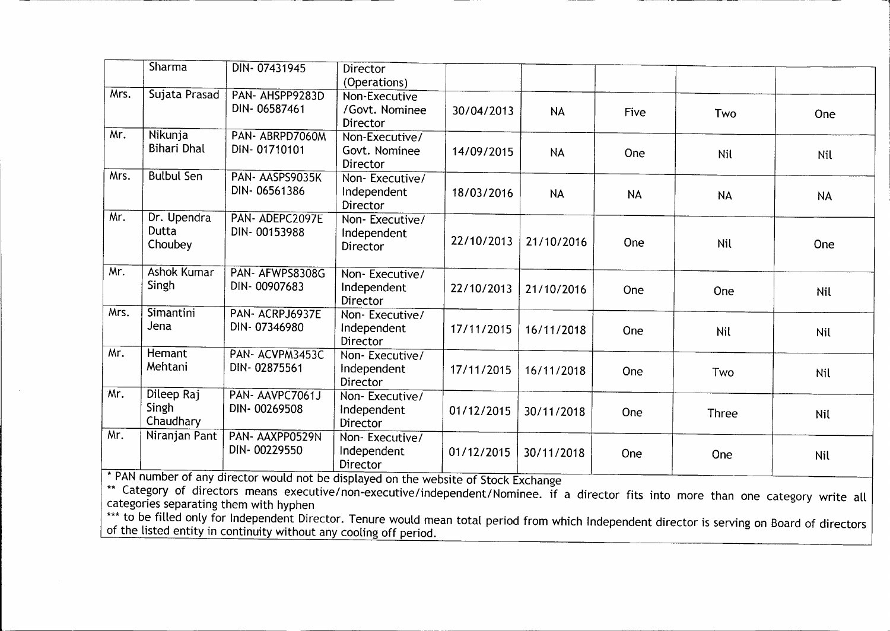| | | | | | | | | |
|---|---|---|---|---|---|---|---|---|
| | Sharma | DIN- 07431945 | Director (Operations) | | | | | |
| Mrs. | Sujata Prasad | PAN- AHSPP9283D DIN- 06587461 | Non-Executive /Govt. Nominee Director | 30/04/2013 | NA | Five | Two | One |
| Mr. | Nikunja Bihari Dhal | PAN- ABRPD7060M DIN- 01710101 | Non-Executive/ Govt. Nominee Director | 14/09/2015 | NA | One | Nil | Nil |
| Mrs. | Bulbul Sen | PAN- AASPS9035K DIN- 06561386 | Non- Executive/ Independent Director | 18/03/2016 | NA | NA | NA | NA |
| Mr. | Dr. Upendra Dutta Choubey | PAN- ADEPC2097E DIN- 00153988 | Non- Executive/ Independent Director | 22/10/2013 | 21/10/2016 | One | Nil | One |
| Mr. | Ashok Kumar Singh | PAN- AFWPS8308G DIN- 00907683 | Non- Executive/ Independent Director | 22/10/2013 | 21/10/2016 | One | One | Nil |
| Mrs. | Simantini Jena | PAN- ACRPJ6937E DIN- 07346980 | Non- Executive/ Independent Director | 17/11/2015 | 16/11/2018 | One | Nil | Nil |
| Mr. | Hemant Mehtani | PAN- ACVPM3453C DIN- 02875561 | Non- Executive/ Independent Director | 17/11/2015 | 16/11/2018 | One | Two | Nil |
| Mr. | Dileep Raj Singh Chaudhary | PAN- AAVPC7061J DIN- 00269508 | Non- Executive/ Independent Director | 01/12/2015 | 30/11/2018 | One | Three | Nil |
| Mr. | Niranjan Pant | PAN- AAXPP0529N DIN- 00229550 | Non- Executive/ Independent Director | 01/12/2015 | 30/11/2018 | One | One | Nil |

* PAN number of any director would not be displayed on the website of Stock Exchange

** Category of directors means executive/non-executive/independent/Nominee. if a director fits into more than one category write all categories separating them with hyphen

*** to be filled only for Independent Director. Tenure would mean total period from which Independent director is serving on Board of directors of the listed entity in continuity without any cooling off period.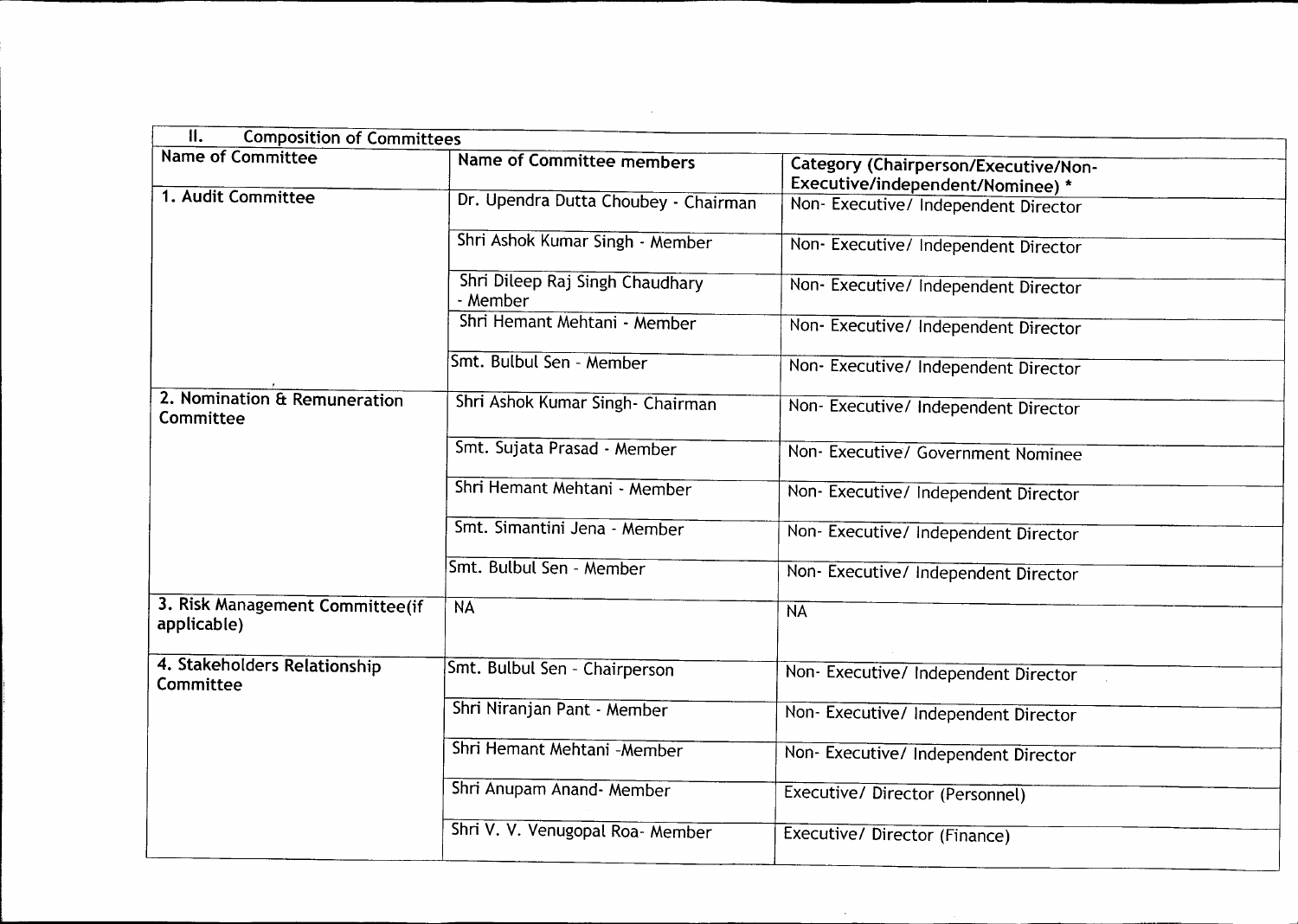| II. Composition of Committees | | |
|---|---|---|
| **Name of Committee** | **Name of Committee members** | **Category (Chairperson/Executive/Non-Executive/independent/Nominee) *** |
| **1. Audit Committee** | Dr. Upendra Dutta Choubey - Chairman | Non- Executive/ Independent Director |
| | Shri Ashok Kumar Singh - Member | Non- Executive/ Independent Director |
| | Shri Dileep Raj Singh Chaudhary - Member | Non- Executive/ Independent Director |
| | Shri Hemant Mehtani - Member | Non- Executive/ Independent Director |
| | Smt. Bulbul Sen - Member | Non- Executive/ Independent Director |
| **2. Nomination & Remuneration Committee** | Shri Ashok Kumar Singh- Chairman | Non- Executive/ Independent Director |
| | Smt. Sujata Prasad - Member | Non- Executive/ Government Nominee |
| | Shri Hemant Mehtani - Member | Non- Executive/ Independent Director |
| | Smt. Simantini Jena - Member | Non- Executive/ Independent Director |
| | Smt. Bulbul Sen - Member | Non- Executive/ Independent Director |
| **3. Risk Management Committee(if applicable)** | NA | NA |
| **4. Stakeholders Relationship Committee** | Smt. Bulbul Sen - Chairperson | Non- Executive/ Independent Director |
| | Shri Niranjan Pant - Member | Non- Executive/ Independent Director |
| | Shri Hemant Mehtani -Member | Non- Executive/ Independent Director |
| | Shri Anupam Anand- Member | Executive/ Director (Personnel) |
| | Shri V. V. Venugopal Roa- Member | Executive/ Director (Finance) |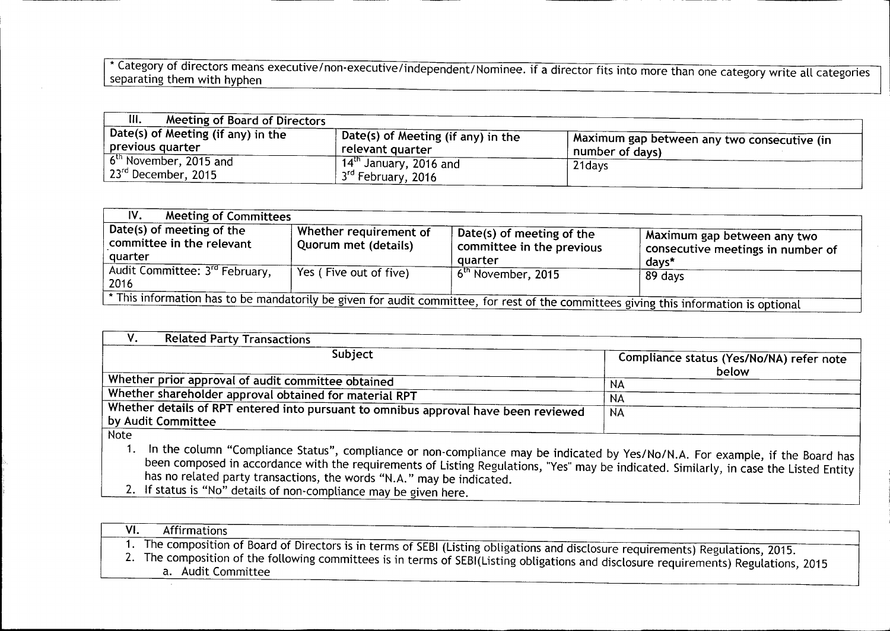* Category of directors means executive/non-executive/independent/Nominee. if a director fits into more than one category write all categories separating them with hyphen

| III. Meeting of Board of Directors | | |
|---|---|---|
| Date(s) of Meeting (if any) in the previous quarter | Date(s) of Meeting (if any) in the relevant quarter | Maximum gap between any two consecutive (in number of days) |
| 6th November, 2015 and 23rd December, 2015 | 14th January, 2016 and 3rd February, 2016 | 21days |

| IV. Meeting of Committees | | | |
|---|---|---|---|
| Date(s) of meeting of the committee in the relevant quarter | Whether requirement of Quorum met (details) | Date(s) of meeting of the committee in the previous quarter | Maximum gap between any two consecutive meetings in number of days* |
| Audit Committee: 3rd February, 2016 | Yes ( Five out of five) | 6th November, 2015 | 89 days |
| * This information has to be mandatorily be given for audit committee, for rest of the committees giving this information is optional | | | |

| V. Related Party Transactions | |
|---|---|
| Subject | Compliance status (Yes/No/NA) refer note below |
| Whether prior approval of audit committee obtained | NA |
| Whether shareholder approval obtained for material RPT | NA |
| Whether details of RPT entered into pursuant to omnibus approval have been reviewed by Audit Committee | NA |

Note

1. In the column "Compliance Status", compliance or non-compliance may be indicated by Yes/No/N.A. For example, if the Board has been composed in accordance with the requirements of Listing Regulations, "Yes" may be indicated. Similarly, in case the Listed Entity has no related party transactions, the words "N.A." may be indicated.
2. If status is "No" details of non-compliance may be given here.

**VI. Affirmations**

1. The composition of Board of Directors is in terms of SEBI (Listing obligations and disclosure requirements) Regulations, 2015.
2. The composition of the following committees is in terms of SEBI(Listing obligations and disclosure requirements) Regulations, 2015
   a. Audit Committee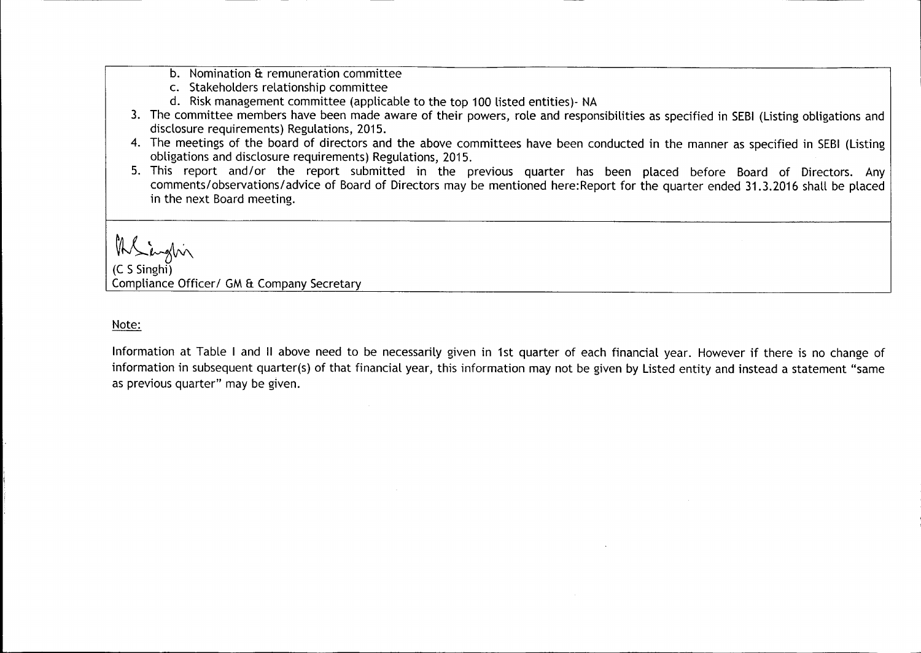b. Nomination & remuneration committee
c. Stakeholders relationship committee
d. Risk management committee (applicable to the top 100 listed entities)- NA

3. The committee members have been made aware of their powers, role and responsibilities as specified in SEBI (Listing obligations and disclosure requirements) Regulations, 2015.
4. The meetings of the board of directors and the above committees have been conducted in the manner as specified in SEBI (Listing obligations and disclosure requirements) Regulations, 2015.
5. This report and/or the report submitted in the previous quarter has been placed before Board of Directors. Any comments/observations/advice of Board of Directors may be mentioned here:Report for the quarter ended 31.3.2016 shall be placed in the next Board meeting.

(C S Singhi)
Compliance Officer/ GM & Company Secretary

Note:

Information at Table I and II above need to be necessarily given in 1st quarter of each financial year. However if there is no change of information in subsequent quarter(s) of that financial year, this information may not be given by Listed entity and instead a statement "same as previous quarter" may be given.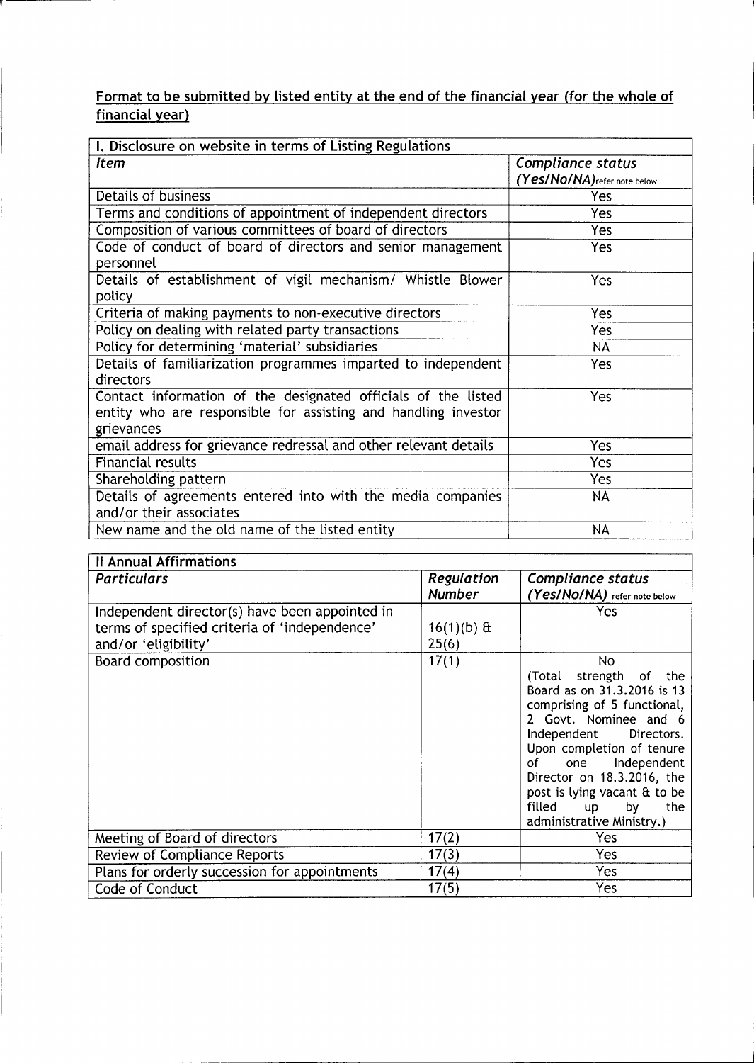## Format to be submitted by listed entity at the end of the financial year (for the whole of financial year)

| I. Disclosure on website in terms of Listing Regulations | |
|---|---|
| *Item* | *Compliance status (Yes/No/NA)*refer note below |
| Details of business | Yes |
| Terms and conditions of appointment of independent directors | Yes |
| Composition of various committees of board of directors | Yes |
| Code of conduct of board of directors and senior management personnel | Yes |
| Details of establishment of vigil mechanism/ Whistle Blower policy | Yes |
| Criteria of making payments to non-executive directors | Yes |
| Policy on dealing with related party transactions | Yes |
| Policy for determining 'material' subsidiaries | NA |
| Details of familiarization programmes imparted to independent directors | Yes |
| Contact information of the designated officials of the listed entity who are responsible for assisting and handling investor grievances | Yes |
| email address for grievance redressal and other relevant details | Yes |
| Financial results | Yes |
| Shareholding pattern | Yes |
| Details of agreements entered into with the media companies and/or their associates | NA |
| New name and the old name of the listed entity | NA |

| II Annual Affirmations | | |
|---|---|---|
| *Particulars* | *Regulation Number* | *Compliance status (Yes/No/NA)* refer note below |
| Independent director(s) have been appointed in terms of specified criteria of 'independence' and/or 'eligibility' | 16(1)(b) & 25(6) | Yes |
| Board composition | 17(1) | No (Total strength of the Board as on 31.3.2016 is 13 comprising of 5 functional, 2 Govt. Nominee and 6 Independent Directors. Upon completion of tenure of one Independent Director on 18.3.2016, the post is lying vacant & to be filled up by the administrative Ministry.) |
| Meeting of Board of directors | 17(2) | Yes |
| Review of Compliance Reports | 17(3) | Yes |
| Plans for orderly succession for appointments | 17(4) | Yes |
| Code of Conduct | 17(5) | Yes |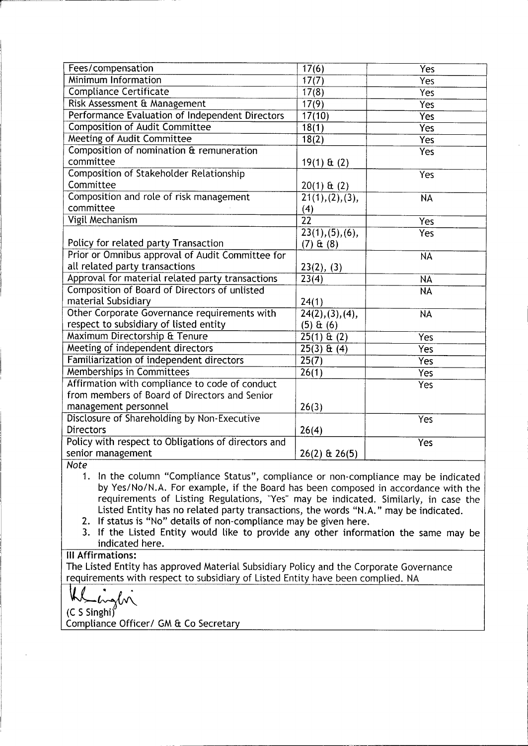| | | |
|---|---|---|
| Fees/compensation | 17(6) | Yes |
| Minimum Information | 17(7) | Yes |
| Compliance Certificate | 17(8) | Yes |
| Risk Assessment & Management | 17(9) | Yes |
| Performance Evaluation of Independent Directors | 17(10) | Yes |
| Composition of Audit Committee | 18(1) | Yes |
| Meeting of Audit Committee | 18(2) | Yes |
| Composition of nomination & remuneration committee | 19(1) & (2) | Yes |
| Composition of Stakeholder Relationship Committee | 20(1) & (2) | Yes |
| Composition and role of risk management committee | 21(1),(2),(3), (4) | NA |
| Vigil Mechanism | 22 | Yes |
| Policy for related party Transaction | 23(1),(5),(6), (7) & (8) | Yes |
| Prior or Omnibus approval of Audit Committee for all related party transactions | 23(2), (3) | NA |
| Approval for material related party transactions | 23(4) | NA |
| Composition of Board of Directors of unlisted material Subsidiary | 24(1) | NA |
| Other Corporate Governance requirements with respect to subsidiary of listed entity | 24(2),(3),(4), (5) & (6) | NA |
| Maximum Directorship & Tenure | 25(1) & (2) | Yes |
| Meeting of independent directors | 25(3) & (4) | Yes |
| Familiarization of independent directors | 25(7) | Yes |
| Memberships in Committees | 26(1) | Yes |
| Affirmation with compliance to code of conduct from members of Board of Directors and Senior management personnel | 26(3) | Yes |
| Disclosure of Shareholding by Non-Executive Directors | 26(4) | Yes |
| Policy with respect to Obligations of directors and senior management | 26(2) & 26(5) | Yes |

*Note*

1. In the column "Compliance Status", compliance or non-compliance may be indicated by Yes/No/N.A. For example, if the Board has been composed in accordance with the requirements of Listing Regulations, "Yes" may be indicated. Similarly, in case the Listed Entity has no related party transactions, the words "N.A." may be indicated.
2. If status is "No" details of non-compliance may be given here.
3. If the Listed Entity would like to provide any other information the same may be indicated here.

**III Affirmations:**

The Listed Entity has approved Material Subsidiary Policy and the Corporate Governance requirements with respect to subsidiary of Listed Entity have been complied. NA

(C S Singhi)
Compliance Officer/ GM & Co Secretary